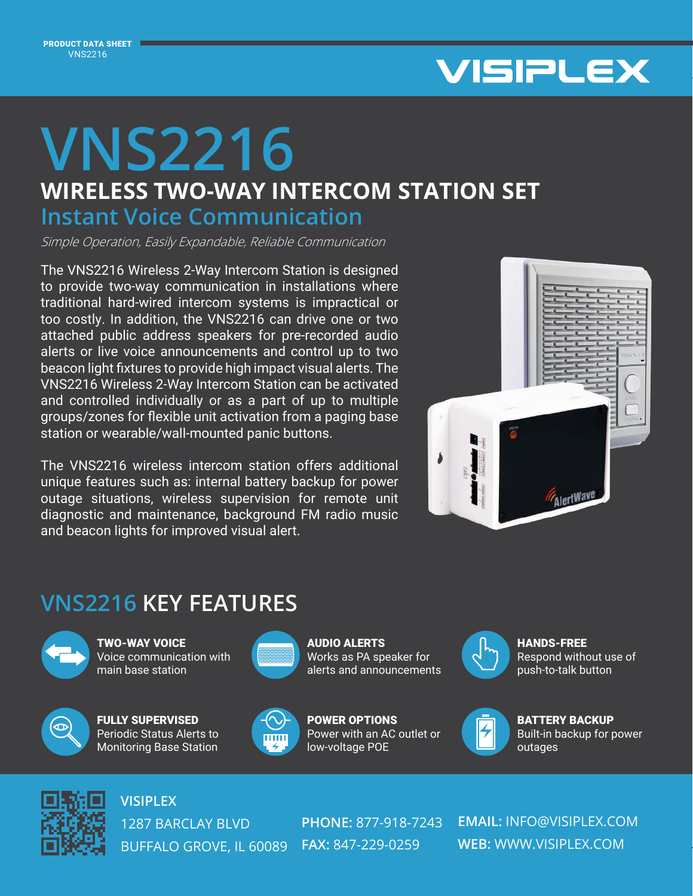PRODUCT DATA SHEET
VNS2216

VISIPLEX

# VNS2216

## WIRELESS TWO-WAY INTERCOM STATION SET

### Instant Voice Communication

*Simple Operation, Easily Expandable, Reliable Communication*

The VNS2216 Wireless 2-Way Intercom Station is designed to provide two-way communication in installations where traditional hard-wired intercom systems is impractical or too costly. In addition, the VNS2216 can drive one or two attached public address speakers for pre-recorded audio alerts or live voice announcements and control up to two beacon light fixtures to provide high impact visual alerts. The VNS2216 Wireless 2-Way Intercom Station can be activated and controlled individually or as a part of up to multiple groups/zones for flexible unit activation from a paging base station or wearable/wall-mounted panic buttons.

The VNS2216 wireless intercom station offers additional unique features such as: internal battery backup for power outage situations, wireless supervision for remote unit diagnostic and maintenance, background FM radio music and beacon lights for improved visual alert.

## VNS2216 KEY FEATURES

**TWO-WAY VOICE**
Voice communication with main base station

**AUDIO ALERTS**
Works as PA speaker for alerts and announcements

**HANDS-FREE**
Respond without use of push-to-talk button

**FULLY SUPERVISED**
Periodic Status Alerts to Monitoring Base Station

**POWER OPTIONS**
Power with an AC outlet or low-voltage POE

**BATTERY BACKUP**
Built-in backup for power outages

**VISIPLEX**
1287 BARCLAY BLVD
BUFFALO GROVE, IL 60089

**PHONE:** 877-918-7243
**FAX:** 847-229-0259

**EMAIL:** INFO@VISIPLEX.COM
**WEB:** WWW.VISIPLEX.COM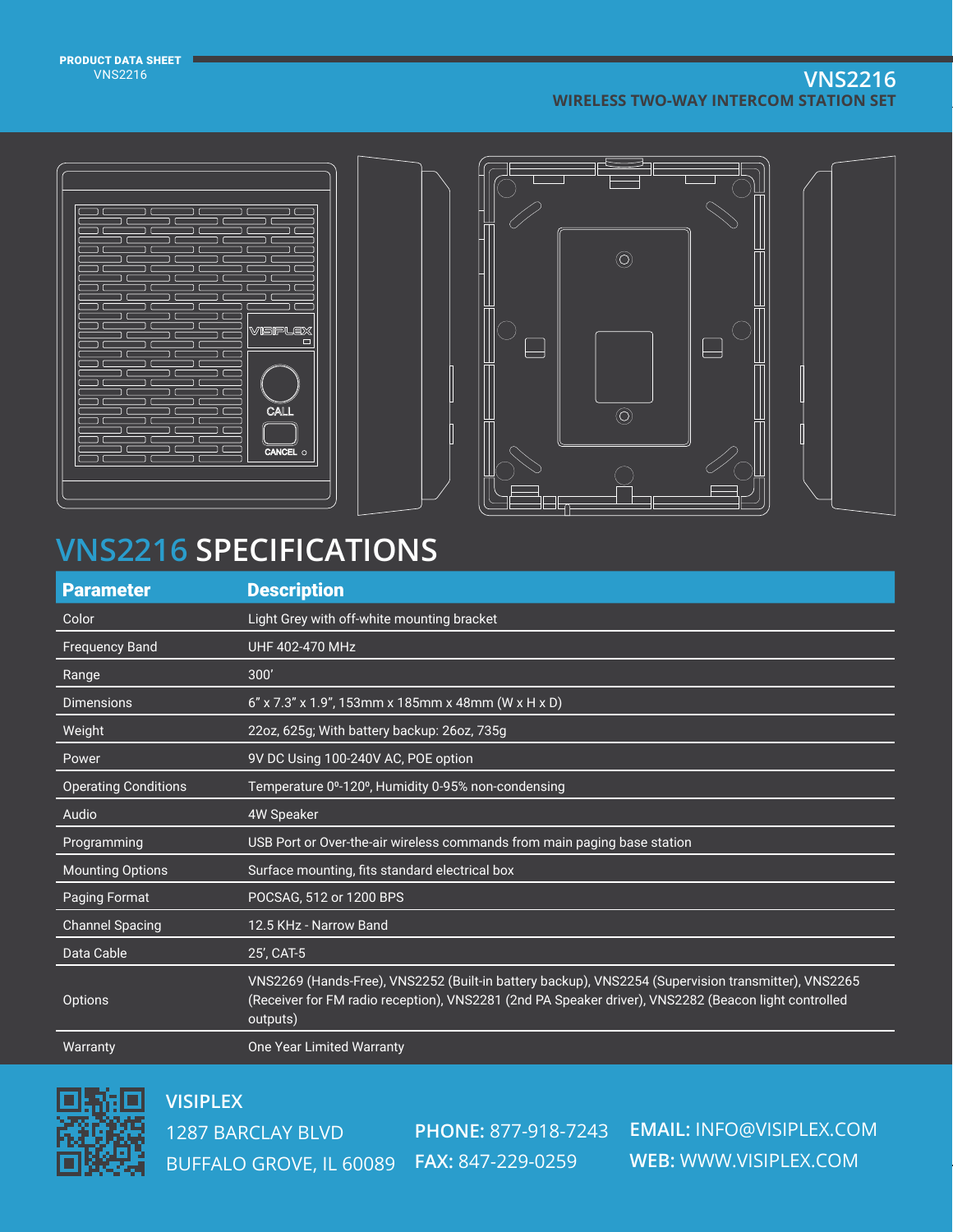PRODUCT DATA SHEET
VNS2216

# VNS2216
**WIRELESS TWO-WAY INTERCOM STATION SET**

## VNS2216 SPECIFICATIONS

| Parameter | Description |
|---|---|
| Color | Light Grey with off-white mounting bracket |
| Frequency Band | UHF 402-470 MHz |
| Range | 300’ |
| Dimensions | 6” x 7.3” x 1.9”, 153mm x 185mm x 48mm (W x H x D) |
| Weight | 22oz, 625g; With battery backup: 26oz, 735g |
| Power | 9V DC Using 100-240V AC, POE option |
| Operating Conditions | Temperature 0º-120º, Humidity 0-95% non-condensing |
| Audio | 4W Speaker |
| Programming | USB Port or Over-the-air wireless commands from main paging base station |
| Mounting Options | Surface mounting, fits standard electrical box |
| Paging Format | POCSAG, 512 or 1200 BPS |
| Channel Spacing | 12.5 KHz - Narrow Band |
| Data Cable | 25’, CAT-5 |
| Options | VNS2269 (Hands-Free), VNS2252 (Built-in battery backup), VNS2254 (Supervision transmitter), VNS2265 (Receiver for FM radio reception), VNS2281 (2nd PA Speaker driver), VNS2282 (Beacon light controlled outputs) |
| Warranty | One Year Limited Warranty |

**VISIPLEX**
1287 BARCLAY BLVD
BUFFALO GROVE, IL 60089

**PHONE:** 877-918-7243
**FAX:** 847-229-0259

**EMAIL:** INFO@VISIPLEX.COM
**WEB:** WWW.VISIPLEX.COM